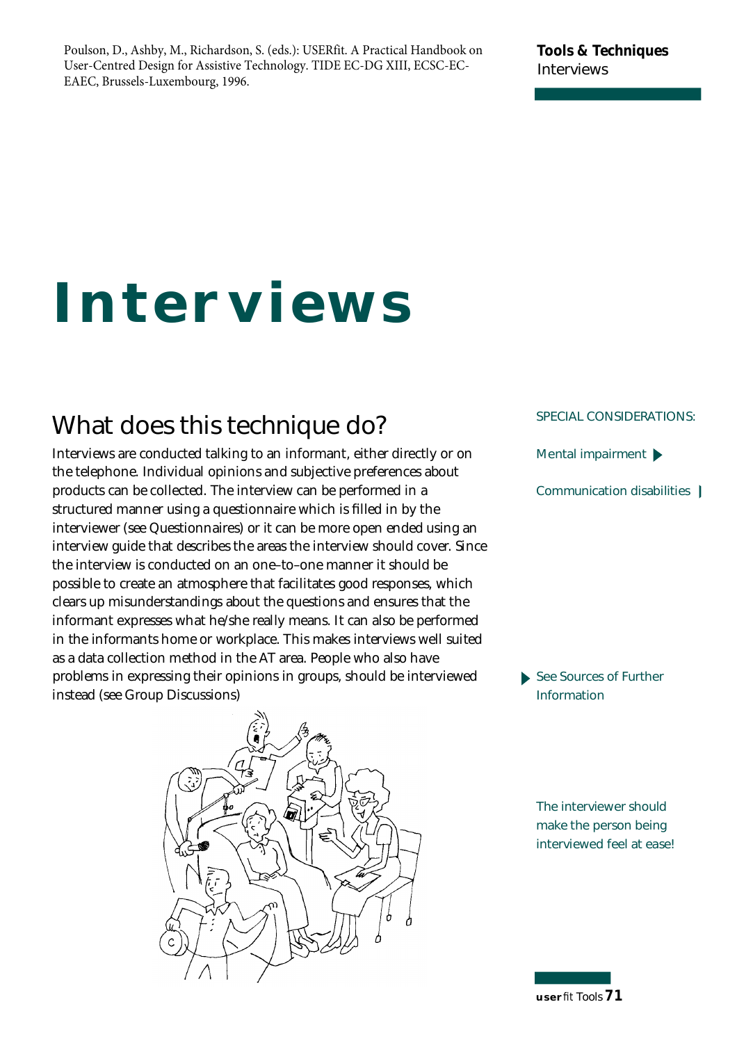Poulson, D., Ashby, M., Richardson, S. (eds.): USERfit. A Practical Handbook on User-Centred Design for Assistive Technology. TIDE EC-DG XIII, ECSC-EC-EAEC, Brussels-Luxembourg, 1996.

# Interviews

## What does this technique do?

Interviews are conducted talking to an informant, either directly or on the telephone. Individual opinions and subjective preferences about products can be collected. The interview can be performed in a structured manner using a questionnaire which is filled in by the interviewer (see Questionnaires) or it can be more open ended using an interview guide that describes the areas the interview should cover. Since the interview is conducted on an one–to–one manner it should be possible to create an atmosphere that facilitates good responses, which clears up misunderstandings about the questions and ensures that the informant expresses what he/she really means. It can also be performed in the informants home or workplace. This makes interviews well suited as a data collection method in the AT area. People who also have problems in expressing their opinions in groups, should be interviewed instead (see Group Discussions)

SPECIAL CONSIDERATIONS:

Mental impairment

Communication disabilities

See Sources of Further Information

The interviewer should make the person being interviewed feel at ease!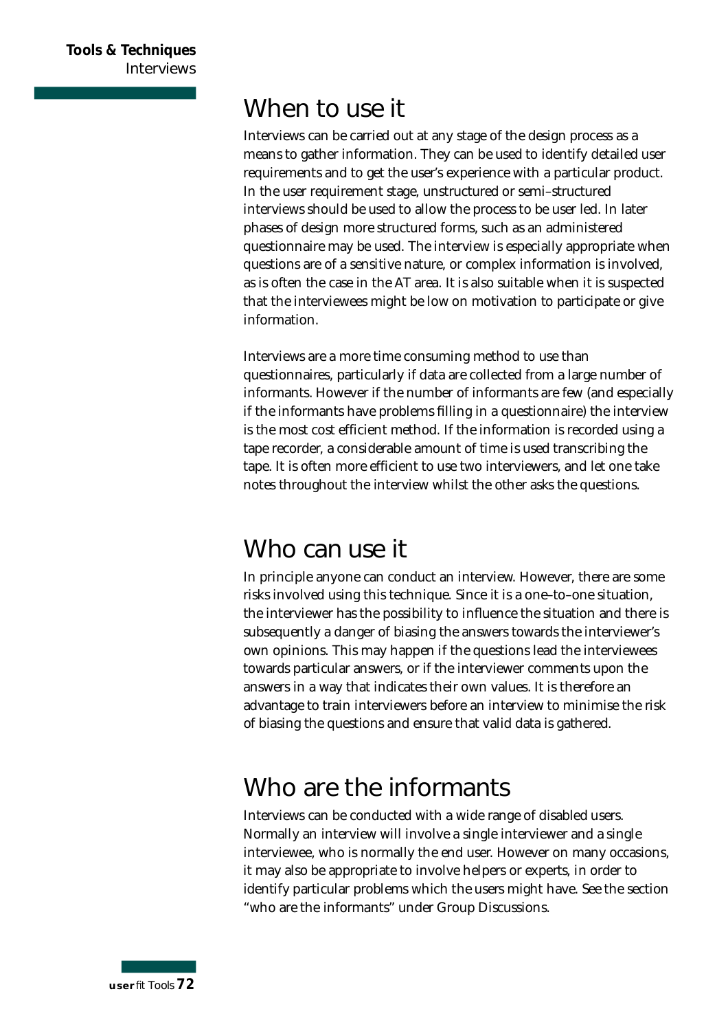## When to use it

Interviews can be carried out at any stage of the design process as a means to gather information. They can be used to identify detailed user requirements and to get the user's experience with a particular product. In the user requirement stage, unstructured or semi–structured interviews should be used to allow the process to be user led. In later phases of design more structured forms, such as an administered questionnaire may be used. The interview is especially appropriate when questions are of a sensitive nature, or complex information is involved, as is often the case in the AT area. It is also suitable when it is suspected that the interviewees might be low on motivation to participate or give information.

Interviews are a more time consuming method to use than questionnaires, particularly if data are collected from a large number of informants. However if the number of informants are few (and especially if the informants have problems filling in a questionnaire) the interview is the most cost efficient method. If the information is recorded using a tape recorder, a considerable amount of time is used transcribing the tape. It is often more efficient to use two interviewers, and let one take notes throughout the interview whilst the other asks the questions.

## Who can use it

In principle anyone can conduct an interview. However, there are some risks involved using this technique. Since it is a one–to–one situation, the interviewer has the possibility to influence the situation and there is subsequently a danger of biasing the answers towards the interviewer's own opinions. This may happen if the questions lead the interviewees towards particular answers, or if the interviewer comments upon the answers in a way that indicates their own values. It is therefore an advantage to train interviewers before an interview to minimise the risk of biasing the questions and ensure that valid data is gathered.

## Who are the informants

Interviews can be conducted with a wide range of disabled users. Normally an interview will involve a single interviewer and a single interviewee, who is normally the end user. However on many occasions, it may also be appropriate to involve helpers or experts, in order to identify particular problems which the users might have. See the section "who are the informants" under Group Discussions.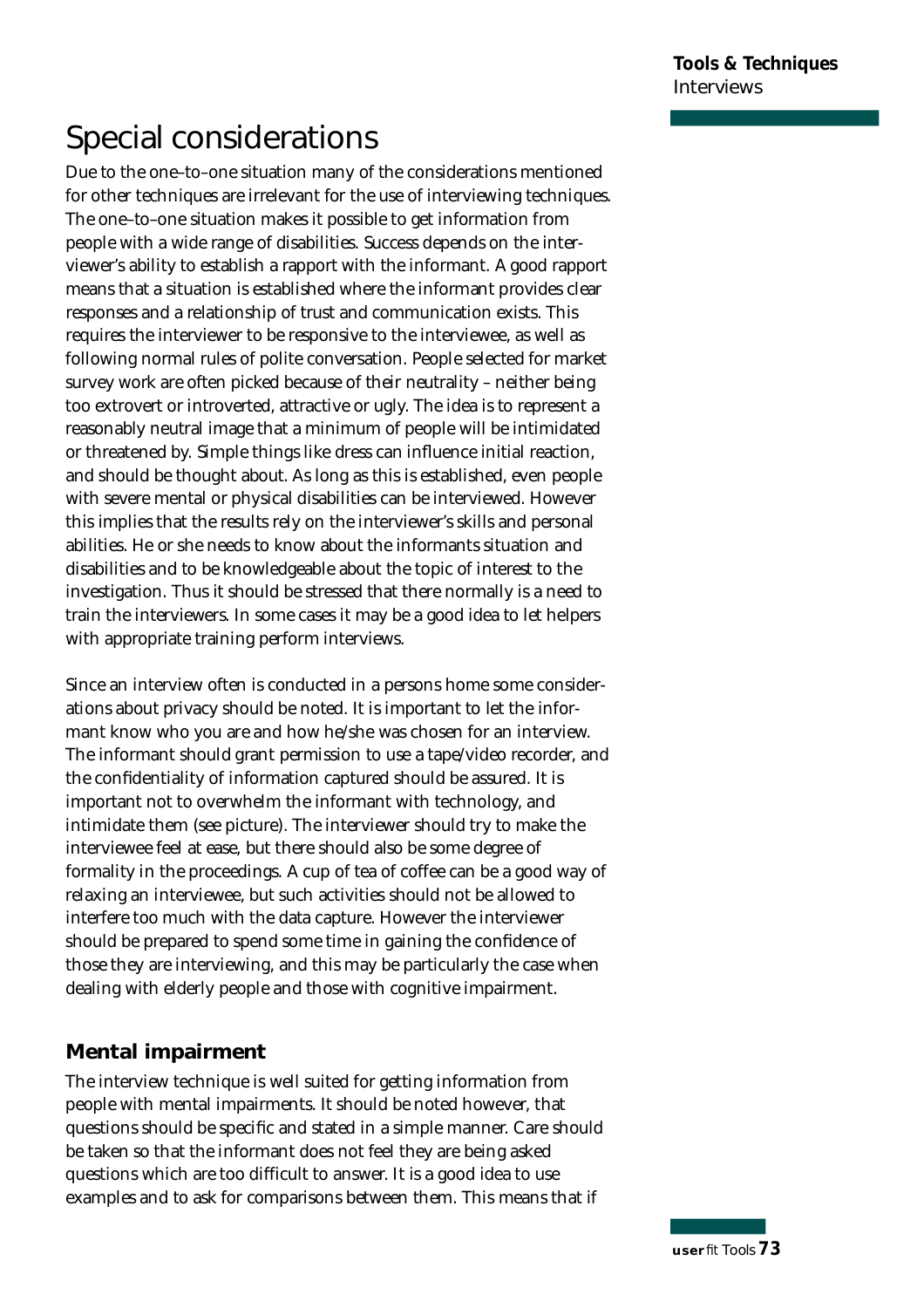# Special considerations

Due to the one–to–one situation many of the considerations mentioned for other techniques are irrelevant for the use of interviewing techniques. The one–to–one situation makes it possible to get information from people with a wide range of disabilities. Success depends on the interviewer's ability to establish a rapport with the informant. A good rapport means that a situation is established where the informant provides clear responses and a relationship of trust and communication exists. This requires the interviewer to be responsive to the interviewee, as well as following normal rules of polite conversation. People selected for market survey work are often picked because of their neutrality – neither being too extrovert or introverted, attractive or ugly. The idea is to represent a reasonably neutral image that a minimum of people will be intimidated or threatened by. Simple things like dress can influence initial reaction, and should be thought about. As long as this is established, even people with severe mental or physical disabilities can be interviewed. However this implies that the results rely on the interviewer's skills and personal abilities. He or she needs to know about the informants situation and disabilities and to be knowledgeable about the topic of interest to the investigation. Thus it should be stressed that there normally is a need to train the interviewers. In some cases it may be a good idea to let helpers with appropriate training perform interviews.

Since an interview often is conducted in a persons home some considerations about privacy should be noted. It is important to let the informant know who you are and how he/she was chosen for an interview. The informant should grant permission to use a tape/video recorder, and the confidentiality of information captured should be assured. It is important not to overwhelm the informant with technology, and intimidate them (see picture). The interviewer should try to make the interviewee feel at ease, but there should also be some degree of formality in the proceedings. A cup of tea of coffee can be a good way of relaxing an interviewee, but such activities should not be allowed to interfere too much with the data capture. However the interviewer should be prepared to spend some time in gaining the confidence of those they are interviewing, and this may be particularly the case when dealing with elderly people and those with cognitive impairment.

## Mental impairment

The interview technique is well suited for getting information from people with mental impairments. It should be noted however, that questions should be specific and stated in a simple manner. Care should be taken so that the informant does not feel they are being asked questions which are too difficult to answer. It is a good idea to use examples and to ask for comparisons between them. This means that if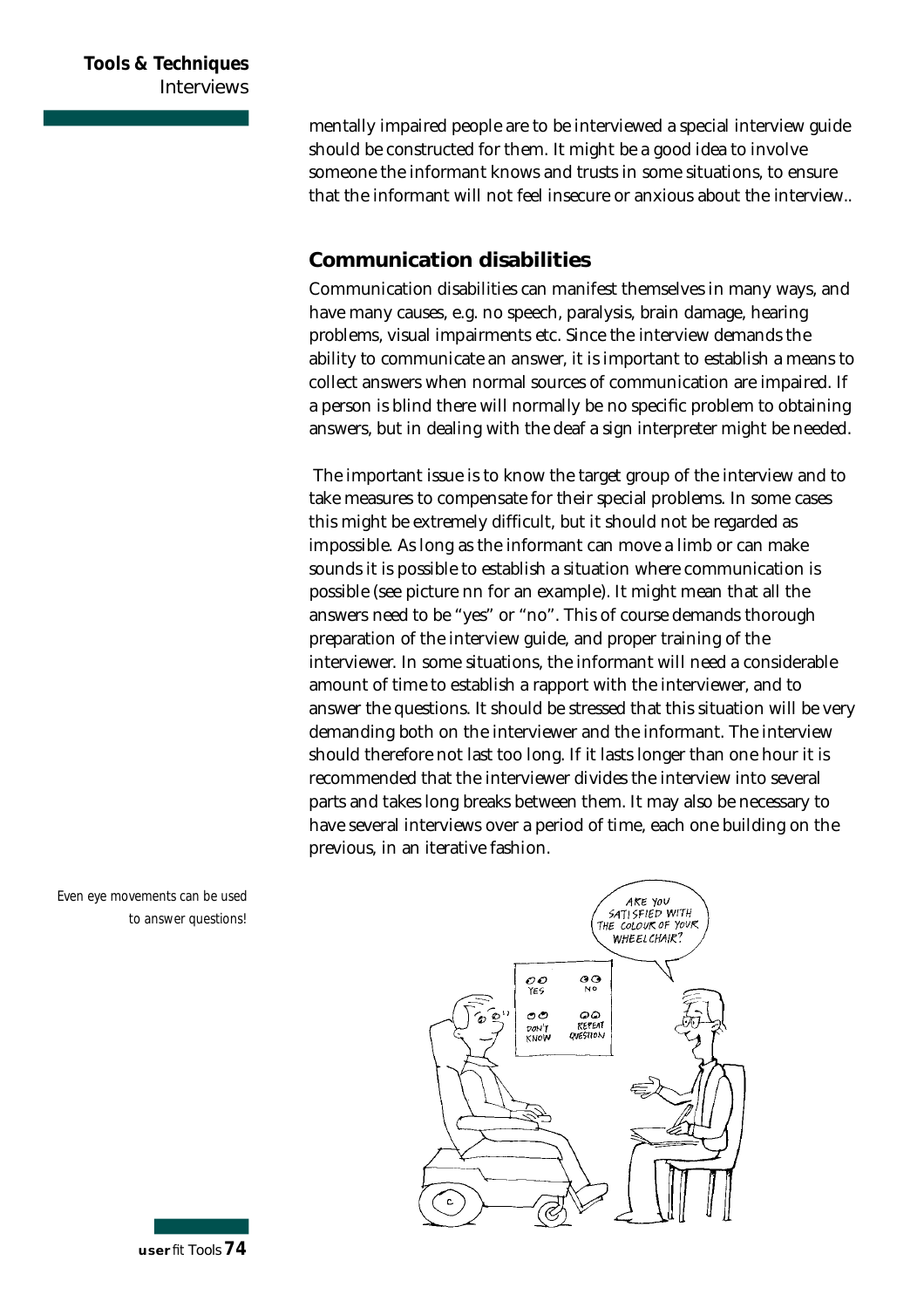mentally impaired people are to be interviewed a special interview guide should be constructed for them. It might be a good idea to involve someone the informant knows and trusts in some situations, to ensure that the informant will not feel insecure or anxious about the interview..

## Communication disabilities

Communication disabilities can manifest themselves in many ways, and have many causes, e.g. no speech, paralysis, brain damage, hearing problems, visual impairments etc. Since the interview demands the ability to communicate an answer, it is important to establish a means to collect answers when normal sources of communication are impaired. If a person is blind there will normally be no specific problem to obtaining answers, but in dealing with the deaf a sign interpreter might be needed.

The important issue is to know the target group of the interview and to take measures to compensate for their special problems. In some cases this might be extremely difficult, but it should not be regarded as impossible. As long as the informant can move a limb or can make sounds it is possible to establish a situation where communication is possible (see picture nn for an example). It might mean that all the answers need to be "yes" or "no". This of course demands thorough preparation of the interview guide, and proper training of the interviewer. In some situations, the informant will need a considerable amount of time to establish a rapport with the interviewer, and to answer the questions. It should be stressed that this situation will be very demanding both on the interviewer and the informant. The interview should therefore not last too long. If it lasts longer than one hour it is recommended that the interviewer divides the interview into several parts and takes long breaks between them. It may also be necessary to have several interviews over a period of time, each one building on the previous, in an iterative fashion.

*Even eye movements can be used to answer questions!*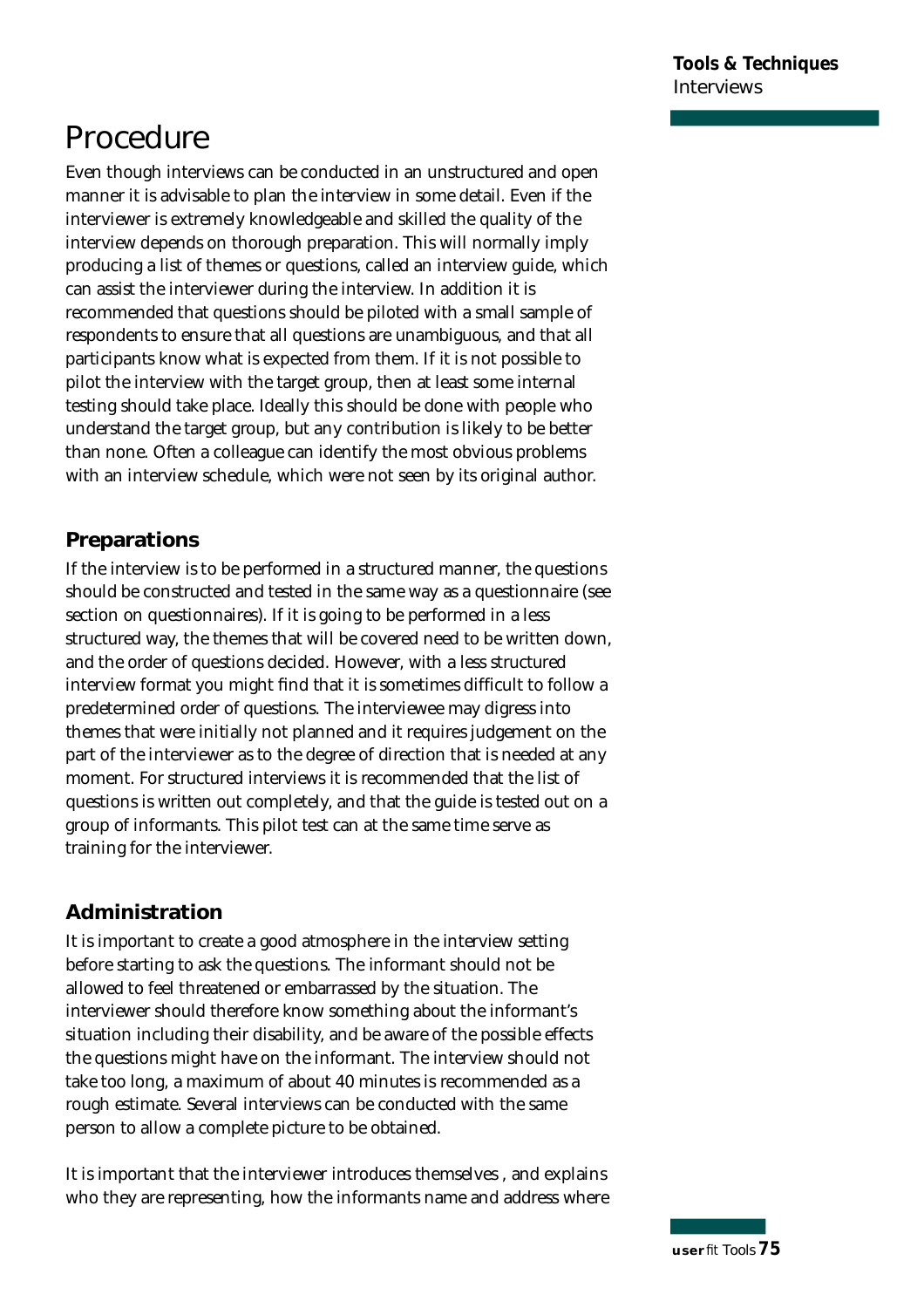# Procedure

Even though interviews can be conducted in an unstructured and open manner it is advisable to plan the interview in some detail. Even if the interviewer is extremely knowledgeable and skilled the quality of the interview depends on thorough preparation. This will normally imply producing a list of themes or questions, called an interview guide, which can assist the interviewer during the interview. In addition it is recommended that questions should be piloted with a small sample of respondents to ensure that all questions are unambiguous, and that all participants know what is expected from them. If it is not possible to pilot the interview with the target group, then at least some internal testing should take place. Ideally this should be done with people who understand the target group, but any contribution is likely to be better than none. Often a colleague can identify the most obvious problems with an interview schedule, which were not seen by its original author.

## Preparations

If the interview is to be performed in a structured manner, the questions should be constructed and tested in the same way as a questionnaire (see section on questionnaires). If it is going to be performed in a less structured way, the themes that will be covered need to be written down, and the order of questions decided. However, with a less structured interview format you might find that it is sometimes difficult to follow a predetermined order of questions. The interviewee may digress into themes that were initially not planned and it requires judgement on the part of the interviewer as to the degree of direction that is needed at any moment. For structured interviews it is recommended that the list of questions is written out completely, and that the guide is tested out on a group of informants. This pilot test can at the same time serve as training for the interviewer.

## Administration

It is important to create a good atmosphere in the interview setting before starting to ask the questions. The informant should not be allowed to feel threatened or embarrassed by the situation. The interviewer should therefore know something about the informant's situation including their disability, and be aware of the possible effects the questions might have on the informant. The interview should not take too long, a maximum of about 40 minutes is recommended as a rough estimate. Several interviews can be conducted with the same person to allow a complete picture to be obtained.

It is important that the interviewer introduces themselves , and explains who they are representing, how the informants name and address where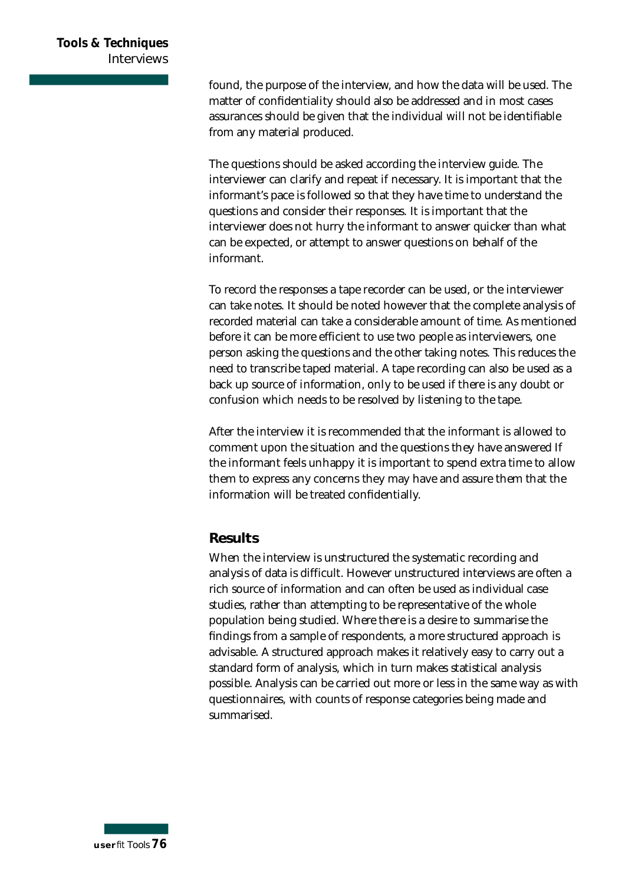found, the purpose of the interview, and how the data will be used. The matter of confidentiality should also be addressed and in most cases assurances should be given that the individual will not be identifiable from any material produced.

The questions should be asked according the interview guide. The interviewer can clarify and repeat if necessary. It is important that the informant's pace is followed so that they have time to understand the questions and consider their responses. It is important that the interviewer does not hurry the informant to answer quicker than what can be expected, or attempt to answer questions on behalf of the informant.

To record the responses a tape recorder can be used, or the interviewer can take notes. It should be noted however that the complete analysis of recorded material can take a considerable amount of time. As mentioned before it can be more efficient to use two people as interviewers, one person asking the questions and the other taking notes. This reduces the need to transcribe taped material. A tape recording can also be used as a back up source of information, only to be used if there is any doubt or confusion which needs to be resolved by listening to the tape.

After the interview it is recommended that the informant is allowed to comment upon the situation and the questions they have answered If the informant feels unhappy it is important to spend extra time to allow them to express any concerns they may have and assure them that the information will be treated confidentially.

## Results

When the interview is unstructured the systematic recording and analysis of data is difficult. However unstructured interviews are often a rich source of information and can often be used as individual case studies, rather than attempting to be representative of the whole population being studied. Where there is a desire to summarise the findings from a sample of respondents, a more structured approach is advisable. A structured approach makes it relatively easy to carry out a standard form of analysis, which in turn makes statistical analysis possible. Analysis can be carried out more or less in the same way as with questionnaires, with counts of response categories being made and summarised.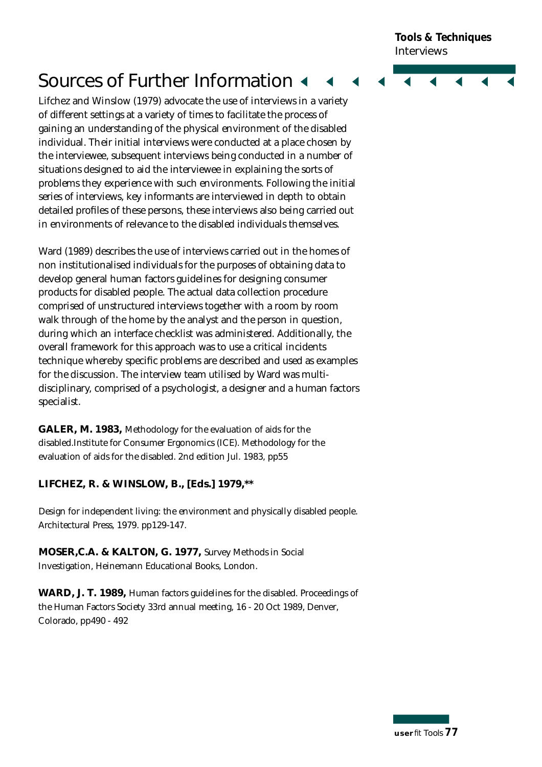## Sources of Further Information

Lifchez and Winslow (1979) advocate the use of interviews in a variety of different settings at a variety of times to facilitate the process of gaining an understanding of the physical environment of the disabled individual. Their initial interviews were conducted at a place chosen by the interviewee, subsequent interviews being conducted in a number of situations designed to aid the interviewee in explaining the sorts of problems they experience with such environments. Following the initial series of interviews, key informants are interviewed in depth to obtain detailed profiles of these persons, these interviews also being carried out in environments of relevance to the disabled individuals themselves.

Ward (1989) describes the use of interviews carried out in the homes of non institutionalised individuals for the purposes of obtaining data to develop general human factors guidelines for designing consumer products for disabled people. The actual data collection procedure comprised of unstructured interviews together with a room by room walk through of the home by the analyst and the person in question, during which an interface checklist was administered. Additionally, the overall framework for this approach was to use a critical incidents technique whereby specific problems are described and used as examples for the discussion. The interview team utilised by Ward was multi-disciplinary, comprised of a psychologist, a designer and a human factors specialist.

**GALER, M. 1983,** Methodology for the evaluation of aids for the disabled.Institute for Consumer Ergonomics (ICE). Methodology for the evaluation of aids for the disabled. 2nd edition Jul. 1983, pp55

**LIFCHEZ, R. & WINSLOW, B., [Eds.] 1979,\*\***

Design for independent living: the environment and physically disabled people. Architectural Press, 1979. pp129-147.

**MOSER,C.A. & KALTON, G. 1977,** Survey Methods in Social Investigation, Heinemann Educational Books, London.

**WARD, J. T. 1989,** Human factors guidelines for the disabled. Proceedings of the Human Factors Society 33rd annual meeting, 16 - 20 Oct 1989, Denver, Colorado, pp490 - 492